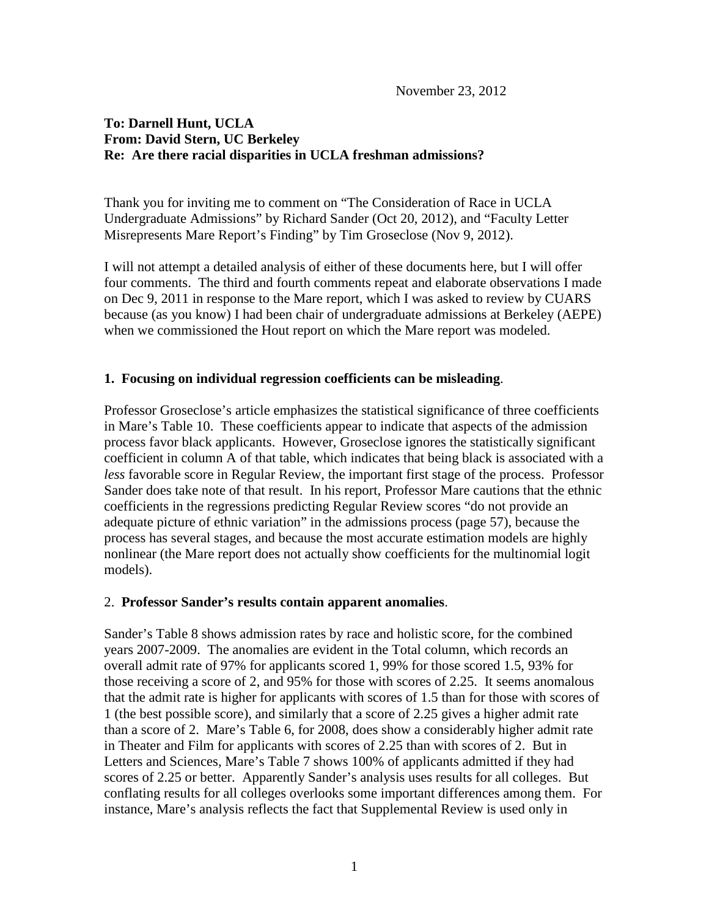November 23, 2012

**To: Darnell Hunt, UCLA**
**From: David Stern, UC Berkeley**
**Re: Are there racial disparities in UCLA freshman admissions?**

Thank you for inviting me to comment on "The Consideration of Race in UCLA Undergraduate Admissions" by Richard Sander (Oct 20, 2012), and "Faculty Letter Misrepresents Mare Report's Finding" by Tim Groseclose (Nov 9, 2012).

I will not attempt a detailed analysis of either of these documents here, but I will offer four comments. The third and fourth comments repeat and elaborate observations I made on Dec 9, 2011 in response to the Mare report, which I was asked to review by CUARS because (as you know) I had been chair of undergraduate admissions at Berkeley (AEPE) when we commissioned the Hout report on which the Mare report was modeled.

**1. Focusing on individual regression coefficients can be misleading**.

Professor Groseclose's article emphasizes the statistical significance of three coefficients in Mare's Table 10. These coefficients appear to indicate that aspects of the admission process favor black applicants. However, Groseclose ignores the statistically significant coefficient in column A of that table, which indicates that being black is associated with a *less* favorable score in Regular Review, the important first stage of the process. Professor Sander does take note of that result. In his report, Professor Mare cautions that the ethnic coefficients in the regressions predicting Regular Review scores "do not provide an adequate picture of ethnic variation" in the admissions process (page 57), because the process has several stages, and because the most accurate estimation models are highly nonlinear (the Mare report does not actually show coefficients for the multinomial logit models).

2. **Professor Sander's results contain apparent anomalies**.

Sander's Table 8 shows admission rates by race and holistic score, for the combined years 2007-2009. The anomalies are evident in the Total column, which records an overall admit rate of 97% for applicants scored 1, 99% for those scored 1.5, 93% for those receiving a score of 2, and 95% for those with scores of 2.25. It seems anomalous that the admit rate is higher for applicants with scores of 1.5 than for those with scores of 1 (the best possible score), and similarly that a score of 2.25 gives a higher admit rate than a score of 2. Mare's Table 6, for 2008, does show a considerably higher admit rate in Theater and Film for applicants with scores of 2.25 than with scores of 2. But in Letters and Sciences, Mare's Table 7 shows 100% of applicants admitted if they had scores of 2.25 or better. Apparently Sander's analysis uses results for all colleges. But conflating results for all colleges overlooks some important differences among them. For instance, Mare's analysis reflects the fact that Supplemental Review is used only in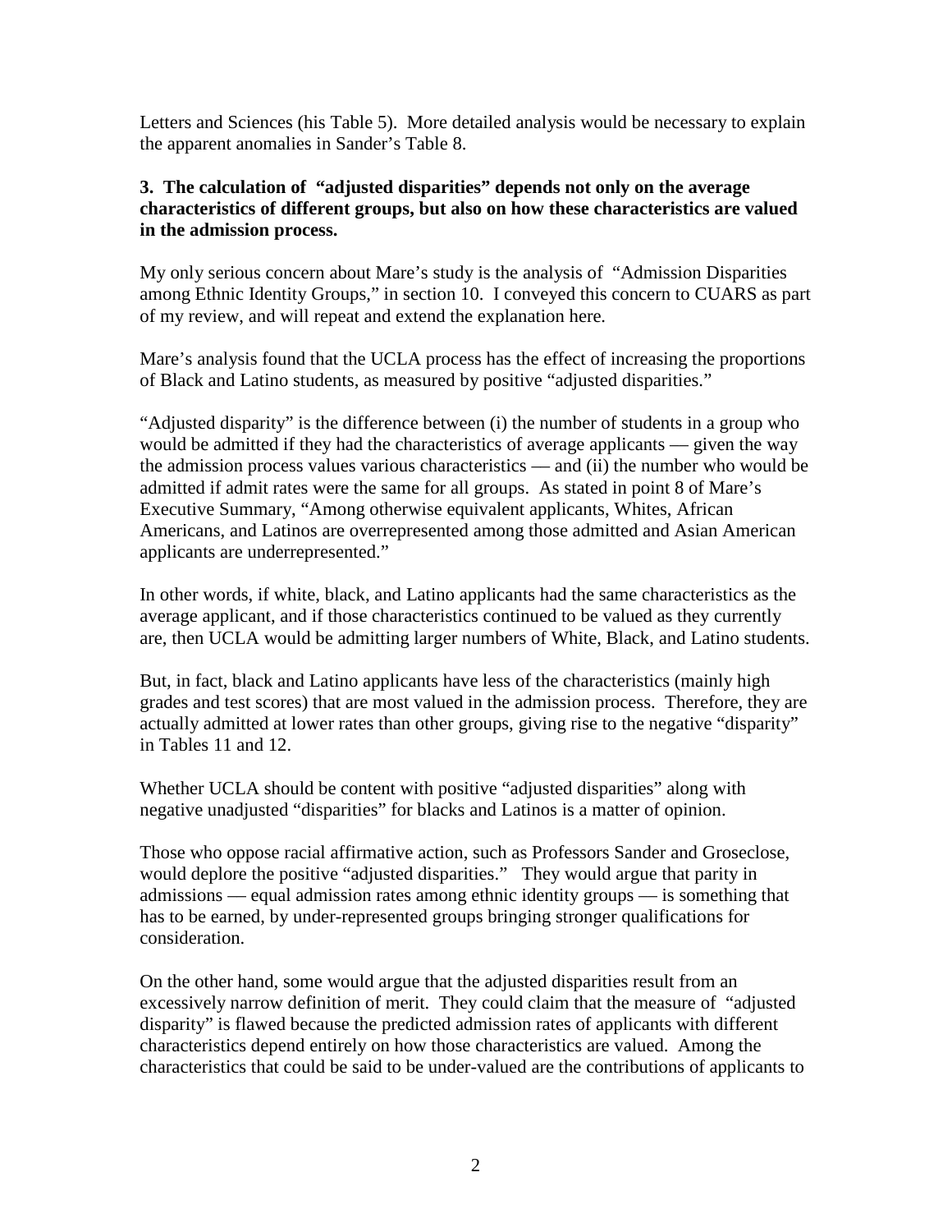Letters and Sciences (his Table 5). More detailed analysis would be necessary to explain the apparent anomalies in Sander's Table 8.

**3. The calculation of "adjusted disparities" depends not only on the average characteristics of different groups, but also on how these characteristics are valued in the admission process.**

My only serious concern about Mare's study is the analysis of "Admission Disparities among Ethnic Identity Groups," in section 10. I conveyed this concern to CUARS as part of my review, and will repeat and extend the explanation here.

Mare's analysis found that the UCLA process has the effect of increasing the proportions of Black and Latino students, as measured by positive "adjusted disparities."

"Adjusted disparity" is the difference between (i) the number of students in a group who would be admitted if they had the characteristics of average applicants — given the way the admission process values various characteristics — and (ii) the number who would be admitted if admit rates were the same for all groups. As stated in point 8 of Mare's Executive Summary, "Among otherwise equivalent applicants, Whites, African Americans, and Latinos are overrepresented among those admitted and Asian American applicants are underrepresented."

In other words, if white, black, and Latino applicants had the same characteristics as the average applicant, and if those characteristics continued to be valued as they currently are, then UCLA would be admitting larger numbers of White, Black, and Latino students.

But, in fact, black and Latino applicants have less of the characteristics (mainly high grades and test scores) that are most valued in the admission process. Therefore, they are actually admitted at lower rates than other groups, giving rise to the negative "disparity" in Tables 11 and 12.

Whether UCLA should be content with positive "adjusted disparities" along with negative unadjusted "disparities" for blacks and Latinos is a matter of opinion.

Those who oppose racial affirmative action, such as Professors Sander and Groseclose, would deplore the positive "adjusted disparities." They would argue that parity in admissions — equal admission rates among ethnic identity groups — is something that has to be earned, by under-represented groups bringing stronger qualifications for consideration.

On the other hand, some would argue that the adjusted disparities result from an excessively narrow definition of merit. They could claim that the measure of "adjusted disparity" is flawed because the predicted admission rates of applicants with different characteristics depend entirely on how those characteristics are valued. Among the characteristics that could be said to be under-valued are the contributions of applicants to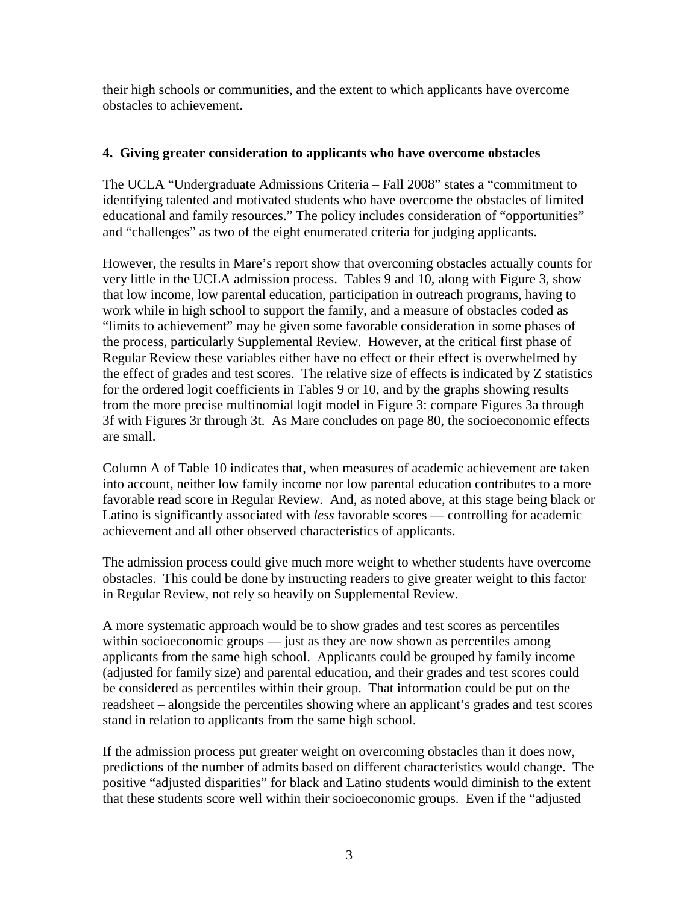their high schools or communities, and the extent to which applicants have overcome obstacles to achievement.

### 4. Giving greater consideration to applicants who have overcome obstacles

The UCLA "Undergraduate Admissions Criteria – Fall 2008" states a "commitment to identifying talented and motivated students who have overcome the obstacles of limited educational and family resources." The policy includes consideration of "opportunities" and "challenges" as two of the eight enumerated criteria for judging applicants.

However, the results in Mare's report show that overcoming obstacles actually counts for very little in the UCLA admission process. Tables 9 and 10, along with Figure 3, show that low income, low parental education, participation in outreach programs, having to work while in high school to support the family, and a measure of obstacles coded as "limits to achievement" may be given some favorable consideration in some phases of the process, particularly Supplemental Review. However, at the critical first phase of Regular Review these variables either have no effect or their effect is overwhelmed by the effect of grades and test scores. The relative size of effects is indicated by Z statistics for the ordered logit coefficients in Tables 9 or 10, and by the graphs showing results from the more precise multinomial logit model in Figure 3: compare Figures 3a through 3f with Figures 3r through 3t. As Mare concludes on page 80, the socioeconomic effects are small.

Column A of Table 10 indicates that, when measures of academic achievement are taken into account, neither low family income nor low parental education contributes to a more favorable read score in Regular Review. And, as noted above, at this stage being black or Latino is significantly associated with *less* favorable scores — controlling for academic achievement and all other observed characteristics of applicants.

The admission process could give much more weight to whether students have overcome obstacles. This could be done by instructing readers to give greater weight to this factor in Regular Review, not rely so heavily on Supplemental Review.

A more systematic approach would be to show grades and test scores as percentiles within socioeconomic groups — just as they are now shown as percentiles among applicants from the same high school. Applicants could be grouped by family income (adjusted for family size) and parental education, and their grades and test scores could be considered as percentiles within their group. That information could be put on the readsheet – alongside the percentiles showing where an applicant's grades and test scores stand in relation to applicants from the same high school.

If the admission process put greater weight on overcoming obstacles than it does now, predictions of the number of admits based on different characteristics would change. The positive "adjusted disparities" for black and Latino students would diminish to the extent that these students score well within their socioeconomic groups. Even if the "adjusted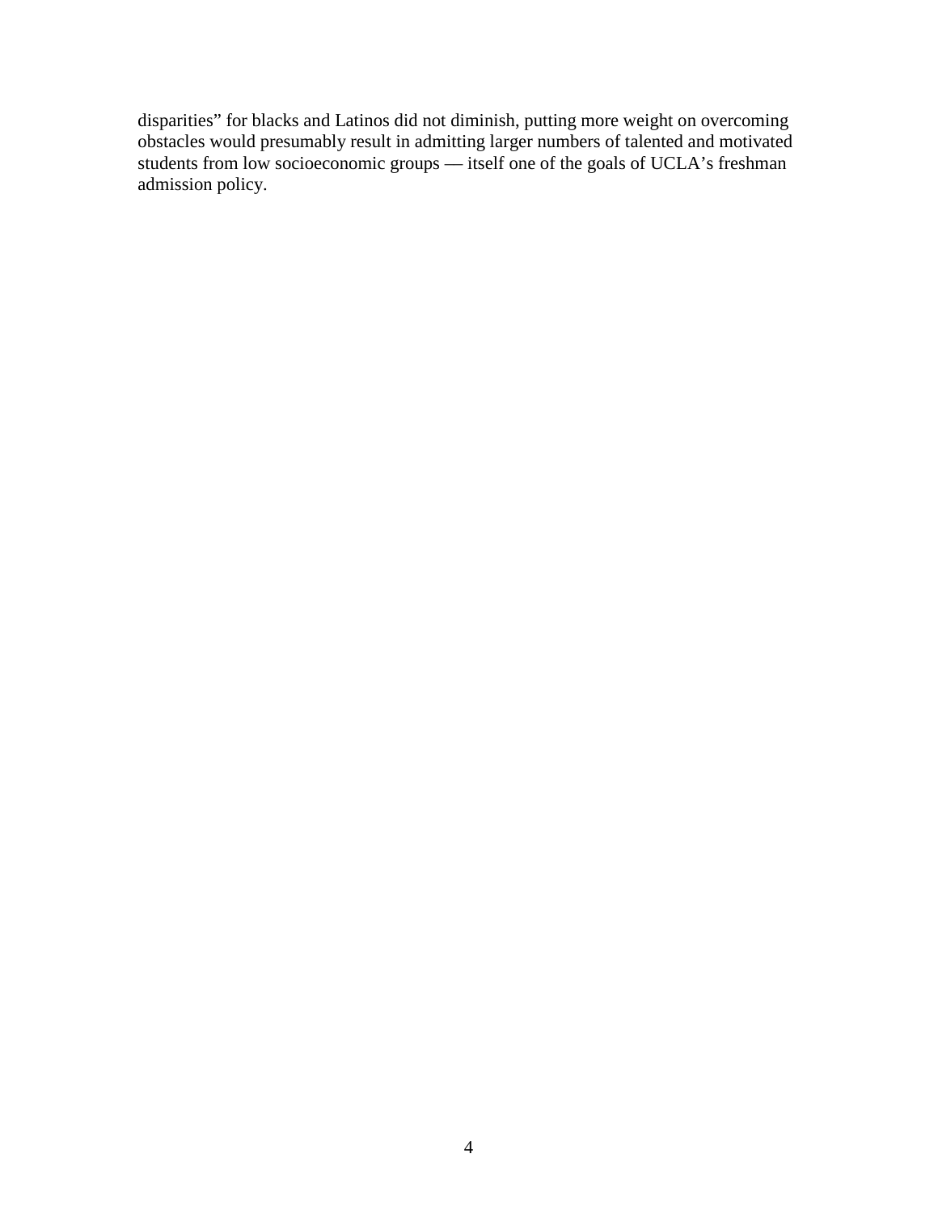disparities" for blacks and Latinos did not diminish, putting more weight on overcoming obstacles would presumably result in admitting larger numbers of talented and motivated students from low socioeconomic groups — itself one of the goals of UCLA's freshman admission policy.